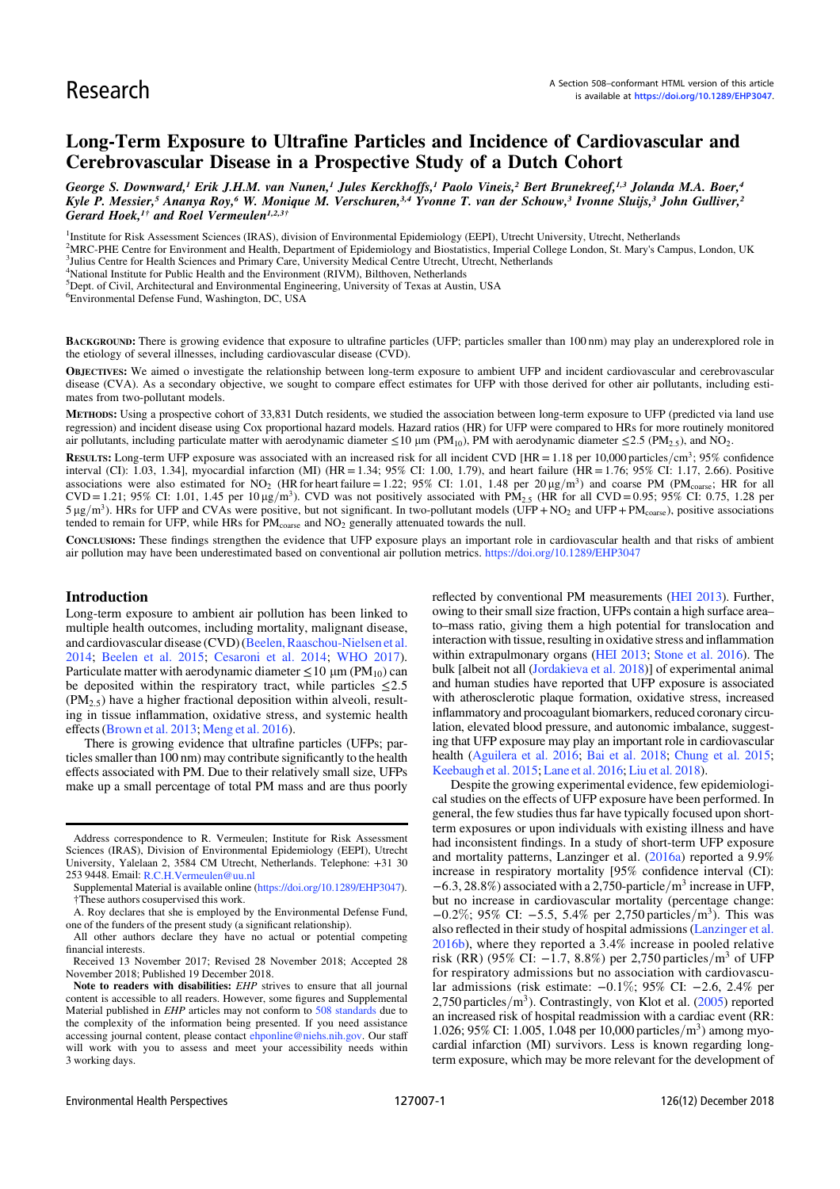Research

A Section 508–conformant HTML version of this article is available at https://doi.org/10.1289/EHP3047.

# Long-Term Exposure to Ultrafine Particles and Incidence of Cardiovascular and Cerebrovascular Disease in a Prospective Study of a Dutch Cohort

*George S. Downward,[1] Erik J.H.M. van Nunen,[1] Jules Kerckhoffs,[1] Paolo Vineis,[2] Bert Brunekreef,[1,3] Jolanda M.A. Boer,[4] Kyle P. Messier,[5] Ananya Roy,[6] W. Monique M. Verschuren,[3,4] Yvonne T. van der Schouw,[3] Ivonne Sluijs,[3] John Gulliver,[2] Gerard Hoek,[1†] and Roel Vermeulen[1,2,3†]*

[1]Institute for Risk Assessment Sciences (IRAS), division of Environmental Epidemiology (EEPI), Utrecht University, Utrecht, Netherlands
[2]MRC-PHE Centre for Environment and Health, Department of Epidemiology and Biostatistics, Imperial College London, St. Mary's Campus, London, UK
[3]Julius Centre for Health Sciences and Primary Care, University Medical Centre Utrecht, Utrecht, Netherlands
[4]National Institute for Public Health and the Environment (RIVM), Bilthoven, Netherlands
[5]Dept. of Civil, Architectural and Environmental Engineering, University of Texas at Austin, USA
[6]Environmental Defense Fund, Washington, DC, USA

**Background:** There is growing evidence that exposure to ultrafine particles (UFP; particles smaller than 100 nm) may play an underexplored role in the etiology of several illnesses, including cardiovascular disease (CVD).

**Objectives:** We aimed o investigate the relationship between long-term exposure to ambient UFP and incident cardiovascular and cerebrovascular disease (CVA). As a secondary objective, we sought to compare effect estimates for UFP with those derived for other air pollutants, including estimates from two-pollutant models.

**Methods:** Using a prospective cohort of 33,831 Dutch residents, we studied the association between long-term exposure to UFP (predicted via land use regression) and incident disease using Cox proportional hazard models. Hazard ratios (HR) for UFP were compared to HRs for more routinely monitored air pollutants, including particulate matter with aerodynamic diameter ≤10 μm ($PM_{10}$), PM with aerodynamic diameter ≤2.5 ($PM_{2.5}$), and $NO_2$.

**Results:** Long-term UFP exposure was associated with an increased risk for all incident CVD [HR = 1.18 per 10,000 particles/$cm^3$; 95% confidence interval (CI): 1.03, 1.34], myocardial infarction (MI) (HR = 1.34; 95% CI: 1.00, 1.79), and heart failure (HR = 1.76; 95% CI: 1.17, 2.66). Positive associations were also estimated for $NO_2$ (HR for heart failure = 1.22; 95% CI: 1.01, 1.48 per 20 μg/$m^3$) and coarse PM ($PM_{coarse}$; HR for all CVD = 1.21; 95% CI: 1.01, 1.45 per 10 μg/$m^3$). CVD was not positively associated with $PM_{2.5}$ (HR for all CVD = 0.95; 95% CI: 0.75, 1.28 per 5 μg/$m^3$). HRs for UFP and CVAs were positive, but not significant. In two-pollutant models (UFP + $NO_2$ and UFP + $PM_{coarse}$), positive associations tended to remain for UFP, while HRs for $PM_{coarse}$ and $NO_2$ generally attenuated towards the null.

**Conclusions:** These findings strengthen the evidence that UFP exposure plays an important role in cardiovascular health and that risks of ambient air pollution may have been underestimated based on conventional air pollution metrics. https://doi.org/10.1289/EHP3047

## Introduction

Long-term exposure to ambient air pollution has been linked to multiple health outcomes, including mortality, malignant disease, and cardiovascular disease (CVD) (Beelen, Raaschou-Nielsen et al. 2014; Beelen et al. 2015; Cesaroni et al. 2014; WHO 2017). Particulate matter with aerodynamic diameter ≤10 μm ($PM_{10}$) can be deposited within the respiratory tract, while particles ≤2.5 ($PM_{2.5}$) have a higher fractional deposition within alveoli, resulting in tissue inflammation, oxidative stress, and systemic health effects (Brown et al. 2013; Meng et al. 2016).

There is growing evidence that ultrafine particles (UFPs; particles smaller than 100 nm) may contribute significantly to the health effects associated with PM. Due to their relatively small size, UFPs make up a small percentage of total PM mass and are thus poorly reflected by conventional PM measurements (HEI 2013). Further, owing to their small size fraction, UFPs contain a high surface area–to–mass ratio, giving them a high potential for translocation and interaction with tissue, resulting in oxidative stress and inflammation within extrapulmonary organs (HEI 2013; Stone et al. 2016). The bulk [albeit not all (Jordakieva et al. 2018)] of experimental animal and human studies have reported that UFP exposure is associated with atherosclerotic plaque formation, oxidative stress, increased inflammatory and procoagulant biomarkers, reduced coronary circulation, elevated blood pressure, and autonomic imbalance, suggesting that UFP exposure may play an important role in cardiovascular health (Aguilera et al. 2016; Bai et al. 2018; Chung et al. 2015; Keebaugh et al. 2015; Lane et al. 2016; Liu et al. 2018).

Despite the growing experimental evidence, few epidemiological studies on the effects of UFP exposure have been performed. In general, the few studies thus far have typically focused upon short-term exposures or upon individuals with existing illness and have had inconsistent findings. In a study of short-term UFP exposure and mortality patterns, Lanzinger et al. (2016a) reported a 9.9% increase in respiratory mortality [95% confidence interval (CI): −6.3, 28.8%) associated with a 2,750-particle/$m^3$ increase in UFP, but no increase in cardiovascular mortality (percentage change: −0.2%; 95% CI: −5.5, 5.4% per 2,750 particles/$m^3$). This was also reflected in their study of hospital admissions (Lanzinger et al. 2016b), where they reported a 3.4% increase in pooled relative risk (RR) (95% CI: −1.7, 8.8%) per 2,750 particles/$m^3$ of UFP for respiratory admissions but no association with cardiovascular admissions (risk estimate: −0.1%; 95% CI: −2.6, 2.4% per 2,750 particles/$m^3$). Contrastingly, von Klot et al. (2005) reported an increased risk of hospital readmission with a cardiac event (RR: 1.026; 95% CI: 1.005, 1.048 per 10,000 particles/$m^3$) among myocardial infarction (MI) survivors. Less is known regarding long-term exposure, which may be more relevant for the development of

Address correspondence to R. Vermeulen; Institute for Risk Assessment Sciences (IRAS), Division of Environmental Epidemiology (EEPI), Utrecht University, Yalelaan 2, 3584 CM Utrecht, Netherlands. Telephone: +31 30 253 9448. Email: R.C.H.Vermeulen@uu.nl

Supplemental Material is available online (https://doi.org/10.1289/EHP3047).
†These authors cosupervised this work.

A. Roy declares that she is employed by the Environmental Defense Fund, one of the funders of the present study (a significant relationship).

All other authors declare they have no actual or potential competing financial interests.

Received 13 November 2017; Revised 28 November 2018; Accepted 28 November 2018; Published 19 December 2018.

**Note to readers with disabilities:** *EHP* strives to ensure that all journal content is accessible to all readers. However, some figures and Supplemental Material published in *EHP* articles may not conform to 508 standards due to the complexity of the information being presented. If you need assistance accessing journal content, please contact ehponline@niehs.nih.gov. Our staff will work with you to assess and meet your accessibility needs within 3 working days.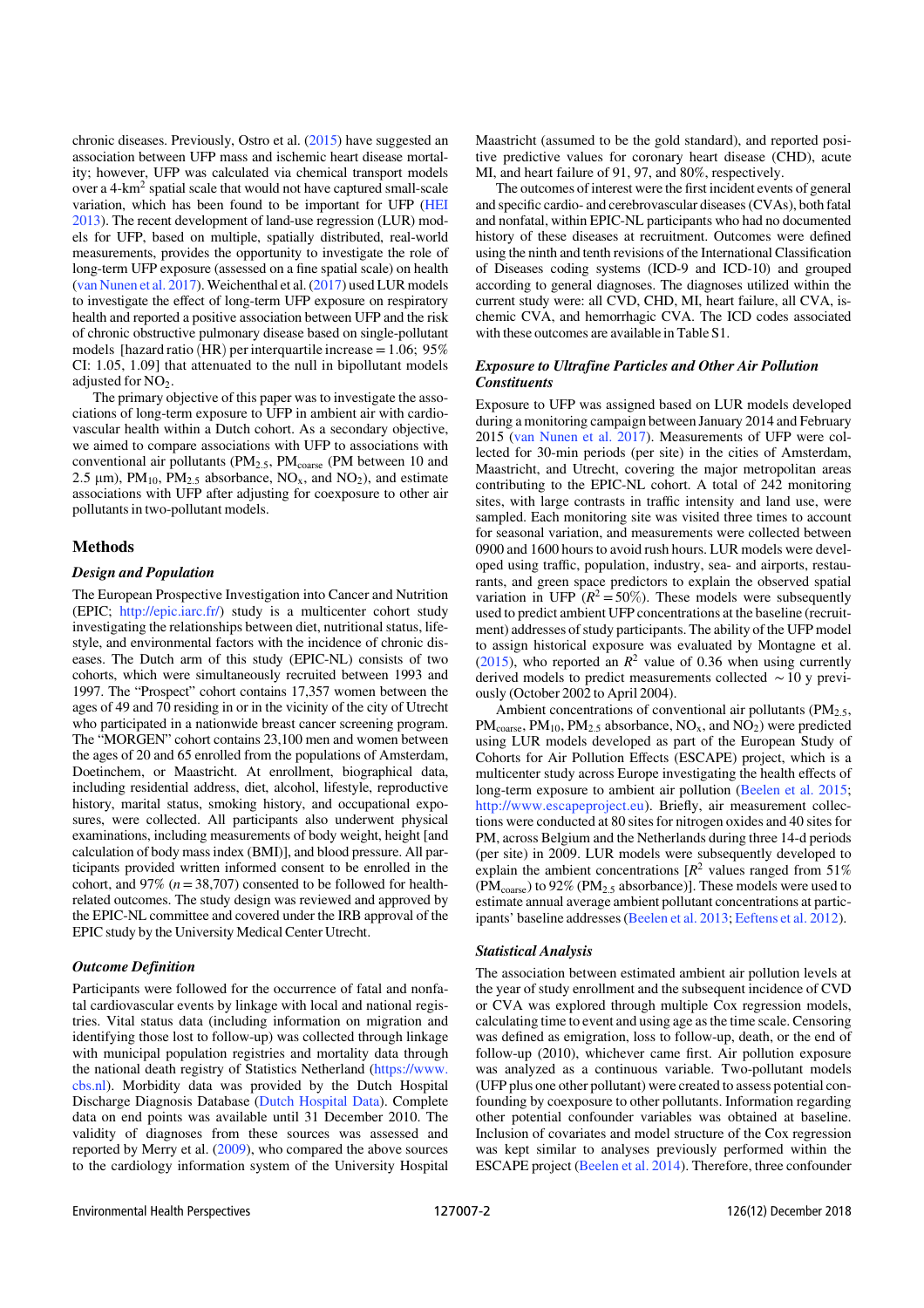chronic diseases. Previously, Ostro et al. (2015) have suggested an association between UFP mass and ischemic heart disease mortality; however, UFP was calculated via chemical transport models over a 4-$km^2$ spatial scale that would not have captured small-scale variation, which has been found to be important for UFP (HEI 2013). The recent development of land-use regression (LUR) models for UFP, based on multiple, spatially distributed, real-world measurements, provides the opportunity to investigate the role of long-term UFP exposure (assessed on a fine spatial scale) on health (van Nunen et al. 2017). Weichenthal et al. (2017) used LUR models to investigate the effect of long-term UFP exposure on respiratory health and reported a positive association between UFP and the risk of chronic obstructive pulmonary disease based on single-pollutant models [hazard ratio (HR) per interquartile increase = 1.06; 95% CI: 1.05, 1.09] that attenuated to the null in bipollutant models adjusted for $NO_2$.

The primary objective of this paper was to investigate the associations of long-term exposure to UFP in ambient air with cardiovascular health within a Dutch cohort. As a secondary objective, we aimed to compare associations with UFP to associations with conventional air pollutants ($PM_{2.5}$, $PM_{coarse}$ (PM between 10 and 2.5 μm), $PM_{10}$, $PM_{2.5}$ absorbance, $NO_x$, and $NO_2$), and estimate associations with UFP after adjusting for coexposure to other air pollutants in two-pollutant models.

## Methods

### Design and Population

The European Prospective Investigation into Cancer and Nutrition (EPIC; http://epic.iarc.fr/) study is a multicenter cohort study investigating the relationships between diet, nutritional status, lifestyle, and environmental factors with the incidence of chronic diseases. The Dutch arm of this study (EPIC-NL) consists of two cohorts, which were simultaneously recruited between 1993 and 1997. The "Prospect" cohort contains 17,357 women between the ages of 49 and 70 residing in or in the vicinity of the city of Utrecht who participated in a nationwide breast cancer screening program. The "MORGEN" cohort contains 23,100 men and women between the ages of 20 and 65 enrolled from the populations of Amsterdam, Doetinchem, or Maastricht. At enrollment, biographical data, including residential address, diet, alcohol, lifestyle, reproductive history, marital status, smoking history, and occupational exposures, were collected. All participants also underwent physical examinations, including measurements of body weight, height [and calculation of body mass index (BMI)], and blood pressure. All participants provided written informed consent to be enrolled in the cohort, and 97% ($n = 38{,}707$) consented to be followed for health-related outcomes. The study design was reviewed and approved by the EPIC-NL committee and covered under the IRB approval of the EPIC study by the University Medical Center Utrecht.

### Outcome Definition

Participants were followed for the occurrence of fatal and nonfatal cardiovascular events by linkage with local and national registries. Vital status data (including information on migration and identifying those lost to follow-up) was collected through linkage with municipal population registries and mortality data through the national death registry of Statistics Netherland (https://www.cbs.nl). Morbidity data was provided by the Dutch Hospital Discharge Diagnosis Database (Dutch Hospital Data). Complete data on end points was available until 31 December 2010. The validity of diagnoses from these sources was assessed and reported by Merry et al. (2009), who compared the above sources to the cardiology information system of the University Hospital Maastricht (assumed to be the gold standard), and reported positive predictive values for coronary heart disease (CHD), acute MI, and heart failure of 91, 97, and 80%, respectively.

The outcomes of interest were the first incident events of general and specific cardio- and cerebrovascular diseases (CVAs), both fatal and nonfatal, within EPIC-NL participants who had no documented history of these diseases at recruitment. Outcomes were defined using the ninth and tenth revisions of the International Classification of Diseases coding systems (ICD-9 and ICD-10) and grouped according to general diagnoses. The diagnoses utilized within the current study were: all CVD, CHD, MI, heart failure, all CVA, ischemic CVA, and hemorrhagic CVA. The ICD codes associated with these outcomes are available in Table S1.

### Exposure to Ultrafine Particles and Other Air Pollution Constituents

Exposure to UFP was assigned based on LUR models developed during a monitoring campaign between January 2014 and February 2015 (van Nunen et al. 2017). Measurements of UFP were collected for 30-min periods (per site) in the cities of Amsterdam, Maastricht, and Utrecht, covering the major metropolitan areas contributing to the EPIC-NL cohort. A total of 242 monitoring sites, with large contrasts in traffic intensity and land use, were sampled. Each monitoring site was visited three times to account for seasonal variation, and measurements were collected between 0900 and 1600 hours to avoid rush hours. LUR models were developed using traffic, population, industry, sea- and airports, restaurants, and green space predictors to explain the observed spatial variation in UFP ($R^2 = 50\%$). These models were subsequently used to predict ambient UFP concentrations at the baseline (recruitment) addresses of study participants. The ability of the UFP model to assign historical exposure was evaluated by Montagne et al. (2015), who reported an $R^2$ value of 0.36 when using currently derived models to predict measurements collected $\sim 10$ y previously (October 2002 to April 2004).

Ambient concentrations of conventional air pollutants ($PM_{2.5}$, $PM_{coarse}$, $PM_{10}$, $PM_{2.5}$ absorbance, $NO_x$, and $NO_2$) were predicted using LUR models developed as part of the European Study of Cohorts for Air Pollution Effects (ESCAPE) project, which is a multicenter study across Europe investigating the health effects of long-term exposure to ambient air pollution (Beelen et al. 2015; http://www.escapeproject.eu). Briefly, air measurement collections were conducted at 80 sites for nitrogen oxides and 40 sites for PM, across Belgium and the Netherlands during three 14-d periods (per site) in 2009. LUR models were subsequently developed to explain the ambient concentrations [$R^2$ values ranged from 51% ($PM_{coarse}$) to 92% ($PM_{2.5}$ absorbance)]. These models were used to estimate annual average ambient pollutant concentrations at participants' baseline addresses (Beelen et al. 2013; Eeftens et al. 2012).

### Statistical Analysis

The association between estimated ambient air pollution levels at the year of study enrollment and the subsequent incidence of CVD or CVA was explored through multiple Cox regression models, calculating time to event and using age as the time scale. Censoring was defined as emigration, loss to follow-up, death, or the end of follow-up (2010), whichever came first. Air pollution exposure was analyzed as a continuous variable. Two-pollutant models (UFP plus one other pollutant) were created to assess potential confounding by coexposure to other pollutants. Information regarding other potential confounder variables was obtained at baseline. Inclusion of covariates and model structure of the Cox regression was kept similar to analyses previously performed within the ESCAPE project (Beelen et al. 2014). Therefore, three confounder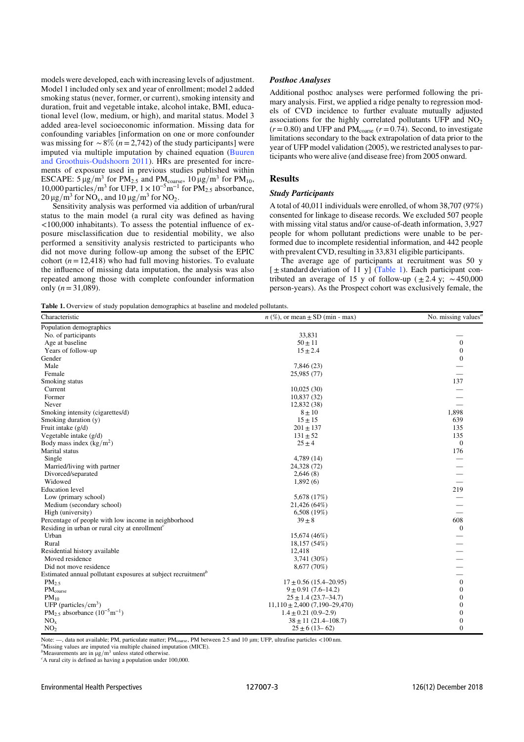models were developed, each with increasing levels of adjustment. Model 1 included only sex and year of enrollment; model 2 added smoking status (never, former, or current), smoking intensity and duration, fruit and vegetable intake, alcohol intake, BMI, educational level (low, medium, or high), and marital status. Model 3 added area-level socioeconomic information. Missing data for confounding variables [information on one or more confounder was missing for $\sim 8\%$ ($n = 2{,}742$) of the study participants] were imputed via multiple imputation by chained equation (Buuren and Groothuis-Oudshoorn 2011). HRs are presented for increments of exposure used in previous studies published within ESCAPE: $5\,\mu g/m^3$ for $PM_{2.5}$ and $PM_{coarse}$, $10\,\mu g/m^3$ for $PM_{10}$, 10,000 particles/$m^3$ for UFP, $1\times10^{-5}m^{-1}$ for $PM_{2.5}$ absorbance, $20\,\mu g/m^3$ for $NO_x$, and $10\,\mu g/m^3$ for $NO_2$.

Sensitivity analysis was performed via addition of urban/rural status to the main model (a rural city was defined as having <100,000 inhabitants). To assess the potential influence of exposure misclassification due to residential mobility, we also performed a sensitivity analysis restricted to participants who did not move during follow-up among the subset of the EPIC cohort ($n = 12{,}418$) who had full moving histories. To evaluate the influence of missing data imputation, the analysis was also repeated among those with complete confounder information only ($n = 31{,}089$).

### *Posthoc Analyses*

Additional posthoc analyses were performed following the primary analysis. First, we applied a ridge penalty to regression models of CVD incidence to further evaluate mutually adjusted associations for the highly correlated pollutants UFP and $NO_2$ ($r = 0.80$) and UFP and $PM_{coarse}$ ($r = 0.74$). Second, to investigate limitations secondary to the back extrapolation of data prior to the year of UFP model validation (2005), we restricted analyses to participants who were alive (and disease free) from 2005 onward.

## Results

### *Study Participants*

A total of 40,011 individuals were enrolled, of whom 38,707 (97%) consented for linkage to disease records. We excluded 507 people with missing vital status and/or cause-of-death information, 3,927 people for whom pollutant predictions were unable to be performed due to incomplete residential information, and 442 people with prevalent CVD, resulting in 33,831 eligible participants.

The average age of participants at recruitment was 50 y [± standard deviation of 11 y] (Table 1). Each participant contributed an average of 15 y of follow-up (± 2.4 y; ~450,000 person-years). As the Prospect cohort was exclusively female, the

**Table 1.** Overview of study population demographics at baseline and modeled pollutants.

| Characteristic | n (%), or mean ± SD (min - max) | No. missing values[a] |
|---|---|---|
| Population demographics | | |
| No. of participants | 33,831 | — |
| Age at baseline | 50 ± 11 | 0 |
| Years of follow-up | 15 ± 2.4 | 0 |
| Gender | | 0 |
| Male | 7,846 (23) | — |
| Female | 25,985 (77) | — |
| Smoking status | | 137 |
| Current | 10,025 (30) | — |
| Former | 10,837 (32) | — |
| Never | 12,832 (38) | — |
| Smoking intensity (cigarettes/d) | 8 ± 10 | 1,898 |
| Smoking duration (y) | 15 ± 15 | 639 |
| Fruit intake (g/d) | 201 ± 137 | 135 |
| Vegetable intake (g/d) | 131 ± 52 | 135 |
| Body mass index ($kg/m^2$) | 25 ± 4 | 0 |
| Marital status | | 176 |
| Single | 4,789 (14) | — |
| Married/living with partner | 24,328 (72) | — |
| Divorced/separated | 2,646 (8) | — |
| Widowed | 1,892 (6) | — |
| Education level | | 219 |
| Low (primary school) | 5,678 (17%) | — |
| Medium (secondary school) | 21,426 (64%) | — |
| High (university) | 6,508 (19%) | — |
| Percentage of people with low income in neighborhood | 39 ± 8 | 608 |
| Residing in urban or rural city at enrollment[c] | | 0 |
| Urban | 15,674 (46%) | — |
| Rural | 18,157 (54%) | — |
| Residential history available | 12,418 | — |
| Moved residence | 3,741 (30%) | — |
| Did not move residence | 8,677 (70%) | — |
| Estimated annual pollutant exposures at subject recruitment[b] | | — |
| $PM_{2.5}$ | 17 ± 0.56 (15.4–20.95) | 0 |
| $PM_{coarse}$ | 9 ± 0.91 (7.6–14.2) | 0 |
| $PM_{10}$ | 25 ± 1.4 (23.7–34.7) | 0 |
| UFP (particles/$cm^3$) | 11,110 ± 2,400 (7,190–29,470) | 0 |
| $PM_{2.5}$ absorbance ($10^{-5}m^{-1}$) | 1.4 ± 0.21 (0.9–2.9) | 0 |
| $NO_x$ | 38 ± 11 (21.4–108.7) | 0 |
| $NO_2$ | 25 ± 6 (13– 62) | 0 |

Note: —, data not available; PM, particulate matter; $PM_{coarse}$, PM between 2.5 and 10 μm; UFP, ultrafine particles <100 nm.
[a]Missing values are imputed via multiple chained imputation (MICE).
[b]Measurements are in $\mu g/m^3$ unless stated otherwise.
[c]A rural city is defined as having a population under 100,000.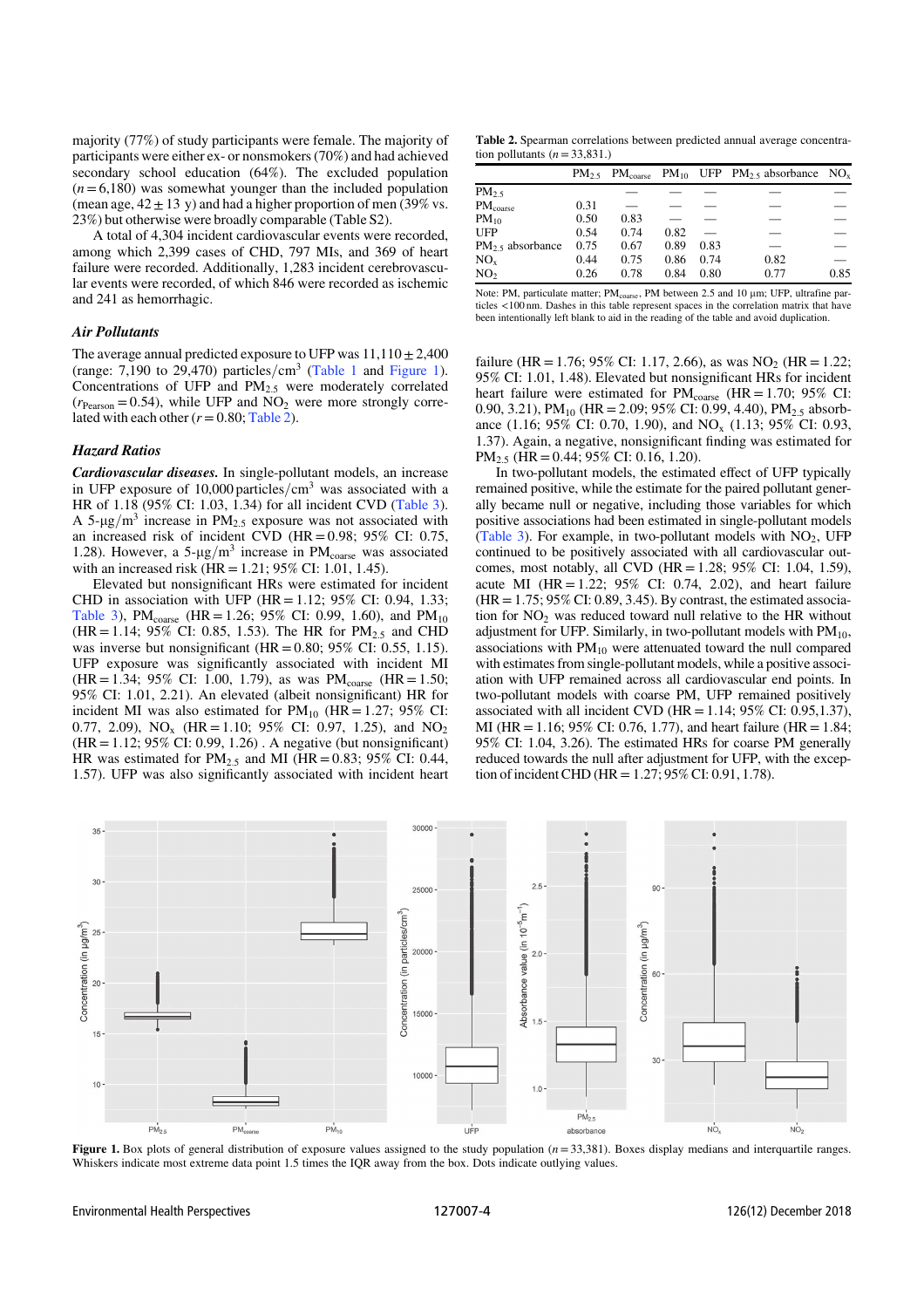majority (77%) of study participants were female. The majority of participants were either ex- or nonsmokers (70%) and had achieved secondary school education (64%). The excluded population ($n = 6{,}180$) was somewhat younger than the included population (mean age, $42 \pm 13$ y) and had a higher proportion of men (39% vs. 23%) but otherwise were broadly comparable (Table S2).

A total of 4,304 incident cardiovascular events were recorded, among which 2,399 cases of CHD, 797 MIs, and 369 of heart failure were recorded. Additionally, 1,283 incident cerebrovascular events were recorded, of which 846 were recorded as ischemic and 241 as hemorrhagic.

### Air Pollutants

The average annual predicted exposure to UFP was $11{,}110 \pm 2{,}400$ (range: 7,190 to 29,470) particles/cm$^3$ (Table 1 and Figure 1). Concentrations of UFP and $PM_{2.5}$ were moderately correlated ($r_{Pearson} = 0.54$), while UFP and $NO_2$ were more strongly correlated with each other ($r = 0.80$; Table 2).

### Hazard Ratios

***Cardiovascular diseases.*** In single-pollutant models, an increase in UFP exposure of 10,000 particles/cm$^3$ was associated with a HR of 1.18 (95% CI: 1.03, 1.34) for all incident CVD (Table 3). A 5-$\mu g/m^3$ increase in $PM_{2.5}$ exposure was not associated with an increased risk of incident CVD (HR = 0.98; 95% CI: 0.75, 1.28). However, a 5-$\mu g/m^3$ increase in $PM_{coarse}$ was associated with an increased risk (HR = 1.21; 95% CI: 1.01, 1.45).

Elevated but nonsignificant HRs were estimated for incident CHD in association with UFP (HR = 1.12; 95% CI: 0.94, 1.33; Table 3), $PM_{coarse}$ (HR = 1.26; 95% CI: 0.99, 1.60), and $PM_{10}$ (HR = 1.14; 95% CI: 0.85, 1.53). The HR for $PM_{2.5}$ and CHD was inverse but nonsignificant (HR = 0.80; 95% CI: 0.55, 1.15). UFP exposure was significantly associated with incident MI (HR = 1.34; 95% CI: 1.00, 1.79), as was $PM_{coarse}$ (HR = 1.50; 95% CI: 1.01, 2.21). An elevated (albeit nonsignificant) HR for incident MI was also estimated for $PM_{10}$ (HR = 1.27; 95% CI: 0.77, 2.09), $NO_x$ (HR = 1.10; 95% CI: 0.97, 1.25), and $NO_2$ (HR = 1.12; 95% CI: 0.99, 1.26) . A negative (but nonsignificant) HR was estimated for $PM_{2.5}$ and MI (HR = 0.83; 95% CI: 0.44, 1.57). UFP was also significantly associated with incident heart failure (HR = 1.76; 95% CI: 1.17, 2.66), as was $NO_2$ (HR = 1.22; 95% CI: 1.01, 1.48). Elevated but nonsignificant HRs for incident heart failure were estimated for $PM_{coarse}$ (HR = 1.70; 95% CI: 0.90, 3.21), $PM_{10}$ (HR = 2.09; 95% CI: 0.99, 4.40), $PM_{2.5}$ absorbance (1.16; 95% CI: 0.70, 1.90), and $NO_x$ (1.13; 95% CI: 0.93, 1.37). Again, a negative, nonsignificant finding was estimated for $PM_{2.5}$ (HR = 0.44; 95% CI: 0.16, 1.20).

In two-pollutant models, the estimated effect of UFP typically remained positive, while the estimate for the paired pollutant generally became null or negative, including those variables for which positive associations had been estimated in single-pollutant models (Table 3). For example, in two-pollutant models with $NO_2$, UFP continued to be positively associated with all cardiovascular outcomes, most notably, all CVD (HR = 1.28; 95% CI: 1.04, 1.59), acute MI (HR = 1.22; 95% CI: 0.74, 2.02), and heart failure (HR = 1.75; 95% CI: 0.89, 3.45). By contrast, the estimated association for $NO_2$ was reduced toward null relative to the HR without adjustment for UFP. Similarly, in two-pollutant models with $PM_{10}$, associations with $PM_{10}$ were attenuated toward the null compared with estimates from single-pollutant models, while a positive association with UFP remained across all cardiovascular end points. In two-pollutant models with coarse PM, UFP remained positively associated with all incident CVD (HR = 1.14; 95% CI: 0.95,1.37), MI (HR = 1.16; 95% CI: 0.76, 1.77), and heart failure (HR = 1.84; 95% CI: 1.04, 3.26). The estimated HRs for coarse PM generally reduced towards the null after adjustment for UFP, with the exception of incident CHD (HR = 1.27; 95% CI: 0.91, 1.78).

**Table 2.** Spearman correlations between predicted annual average concentration pollutants ($n = 33{,}831$.)

| | $PM_{2.5}$ | $PM_{coarse}$ | $PM_{10}$ | UFP | $PM_{2.5}$ absorbance | $NO_x$ |
|---|---|---|---|---|---|---|
| $PM_{2.5}$ | | — | — | — | — | — |
| $PM_{coarse}$ | 0.31 | — | — | — | — | — |
| $PM_{10}$ | 0.50 | 0.83 | — | — | — | — |
| UFP | 0.54 | 0.74 | 0.82 | — | — | — |
| $PM_{2.5}$ absorbance | 0.75 | 0.67 | 0.89 | 0.83 | — | — |
| $NO_x$ | 0.44 | 0.75 | 0.86 | 0.74 | 0.82 | — |
| $NO_2$ | 0.26 | 0.78 | 0.84 | 0.80 | 0.77 | 0.85 |

Note: PM, particulate matter; $PM_{coarse}$, PM between 2.5 and 10 μm; UFP, ultrafine particles <100 nm. Dashes in this table represent spaces in the correlation matrix that have been intentionally left blank to aid in the reading of the table and avoid duplication.

**Figure 1.** Box plots of general distribution of exposure values assigned to the study population ($n = 33{,}381$). Boxes display medians and interquartile ranges. Whiskers indicate most extreme data point 1.5 times the IQR away from the box. Dots indicate outlying values.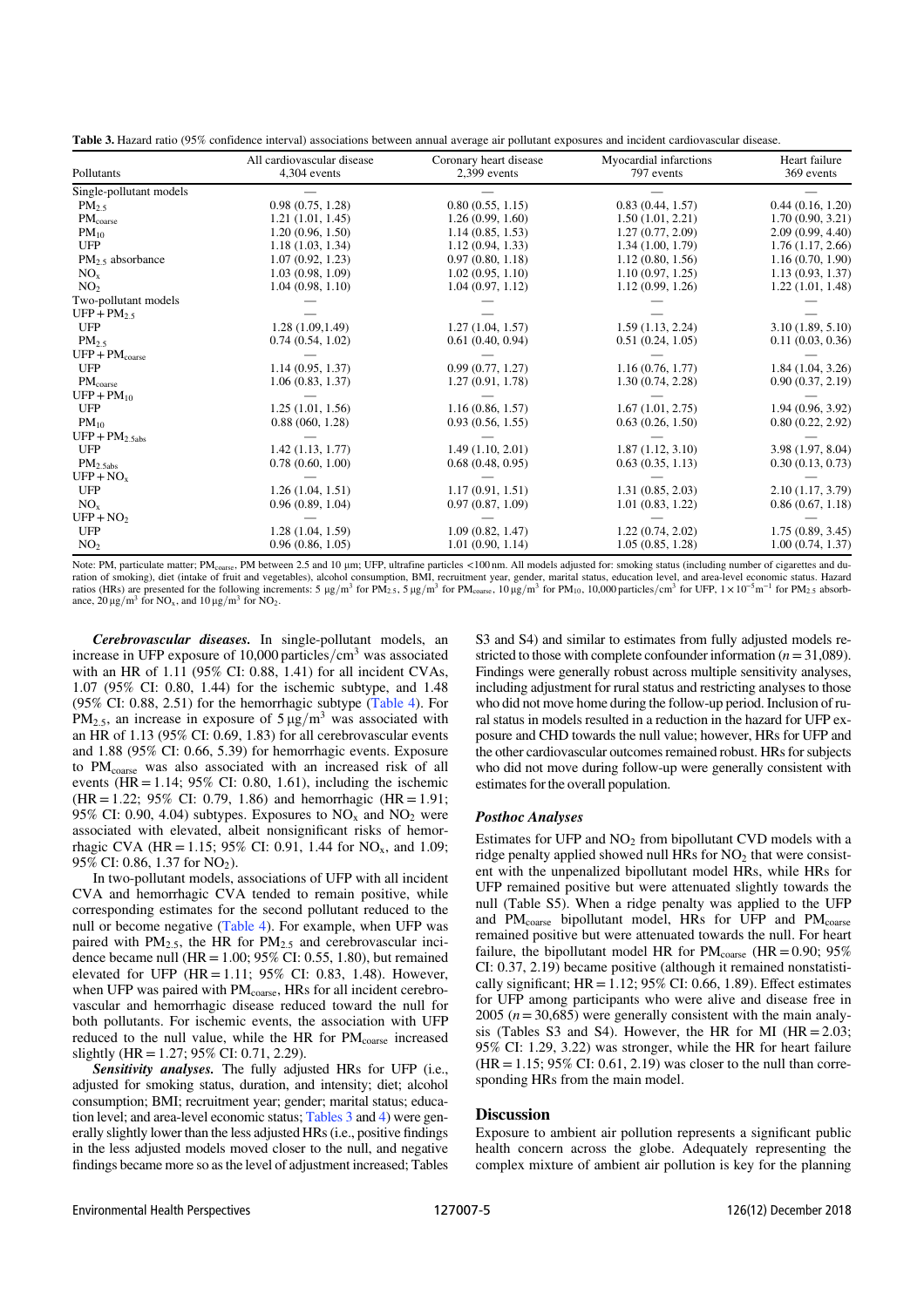**Table 3.** Hazard ratio (95% confidence interval) associations between annual average air pollutant exposures and incident cardiovascular disease.

| Pollutants | All cardiovascular disease 4,304 events | Coronary heart disease 2,399 events | Myocardial infarctions 797 events | Heart failure 369 events |
|---|---|---|---|---|
| Single-pollutant models | — | — | — | — |
| $PM_{2.5}$ | 0.98 (0.75, 1.28) | 0.80 (0.55, 1.15) | 0.83 (0.44, 1.57) | 0.44 (0.16, 1.20) |
| $PM_{coarse}$ | 1.21 (1.01, 1.45) | 1.26 (0.99, 1.60) | 1.50 (1.01, 2.21) | 1.70 (0.90, 3.21) |
| $PM_{10}$ | 1.20 (0.96, 1.50) | 1.14 (0.85, 1.53) | 1.27 (0.77, 2.09) | 2.09 (0.99, 4.40) |
| UFP | 1.18 (1.03, 1.34) | 1.12 (0.94, 1.33) | 1.34 (1.00, 1.79) | 1.76 (1.17, 2.66) |
| $PM_{2.5}$ absorbance | 1.07 (0.92, 1.23) | 0.97 (0.80, 1.18) | 1.12 (0.80, 1.56) | 1.16 (0.70, 1.90) |
| $NO_x$ | 1.03 (0.98, 1.09) | 1.02 (0.95, 1.10) | 1.10 (0.97, 1.25) | 1.13 (0.93, 1.37) |
| $NO_2$ | 1.04 (0.98, 1.10) | 1.04 (0.97, 1.12) | 1.12 (0.99, 1.26) | 1.22 (1.01, 1.48) |
| Two-pollutant models | — | — | — | — |
| UFP + $PM_{2.5}$ | — | — | — | — |
| UFP | 1.28 (1.09,1.49) | 1.27 (1.04, 1.57) | 1.59 (1.13, 2.24) | 3.10 (1.89, 5.10) |
| $PM_{2.5}$ | 0.74 (0.54, 1.02) | 0.61 (0.40, 0.94) | 0.51 (0.24, 1.05) | 0.11 (0.03, 0.36) |
| UFP + $PM_{coarse}$ | — | — | — | — |
| UFP | 1.14 (0.95, 1.37) | 0.99 (0.77, 1.27) | 1.16 (0.76, 1.77) | 1.84 (1.04, 3.26) |
| $PM_{coarse}$ | 1.06 (0.83, 1.37) | 1.27 (0.91, 1.78) | 1.30 (0.74, 2.28) | 0.90 (0.37, 2.19) |
| UFP + $PM_{10}$ | — | — | — | — |
| UFP | 1.25 (1.01, 1.56) | 1.16 (0.86, 1.57) | 1.67 (1.01, 2.75) | 1.94 (0.96, 3.92) |
| $PM_{10}$ | 0.88 (060, 1.28) | 0.93 (0.56, 1.55) | 0.63 (0.26, 1.50) | 0.80 (0.22, 2.92) |
| UFP + $PM_{2.5abs}$ | — | — | — | — |
| UFP | 1.42 (1.13, 1.77) | 1.49 (1.10, 2.01) | 1.87 (1.12, 3.10) | 3.98 (1.97, 8.04) |
| $PM_{2.5abs}$ | 0.78 (0.60, 1.00) | 0.68 (0.48, 0.95) | 0.63 (0.35, 1.13) | 0.30 (0.13, 0.73) |
| UFP + $NO_x$ | — | — | — | — |
| UFP | 1.26 (1.04, 1.51) | 1.17 (0.91, 1.51) | 1.31 (0.85, 2.03) | 2.10 (1.17, 3.79) |
| $NO_x$ | 0.96 (0.89, 1.04) | 0.97 (0.87, 1.09) | 1.01 (0.83, 1.22) | 0.86 (0.67, 1.18) |
| UFP + $NO_2$ | — | — | — | — |
| UFP | 1.28 (1.04, 1.59) | 1.09 (0.82, 1.47) | 1.22 (0.74, 2.02) | 1.75 (0.89, 3.45) |
| $NO_2$ | 0.96 (0.86, 1.05) | 1.01 (0.90, 1.14) | 1.05 (0.85, 1.28) | 1.00 (0.74, 1.37) |

Note: PM, particulate matter; $PM_{coarse}$, PM between 2.5 and 10 µm; UFP, ultrafine particles <100 nm. All models adjusted for: smoking status (including number of cigarettes and duration of smoking), diet (intake of fruit and vegetables), alcohol consumption, BMI, recruitment year, gender, marital status, education level, and area-level economic status. Hazard ratios (HRs) are presented for the following increments: $5\ \mu g/m^3$ for $PM_{2.5}$, $5\ \mu g/m^3$ for $PM_{coarse}$, $10\ \mu g/m^3$ for $PM_{10}$, 10,000 particles/cm$^3$ for UFP, $1\times10^{-5} m^{-1}$ for $PM_{2.5}$ absorbance, $20\ \mu g/m^3$ for $NO_x$, and $10\ \mu g/m^3$ for $NO_2$.

***Cerebrovascular diseases.*** In single-pollutant models, an increase in UFP exposure of 10,000 particles/cm$^3$ was associated with an HR of 1.11 (95% CI: 0.88, 1.41) for all incident CVAs, 1.07 (95% CI: 0.80, 1.44) for the ischemic subtype, and 1.48 (95% CI: 0.88, 2.51) for the hemorrhagic subtype (Table 4). For $PM_{2.5}$, an increase in exposure of $5\ \mu g/m^3$ was associated with an HR of 1.13 (95% CI: 0.69, 1.83) for all cerebrovascular events and 1.88 (95% CI: 0.66, 5.39) for hemorrhagic events. Exposure to $PM_{coarse}$ was also associated with an increased risk of all events (HR = 1.14; 95% CI: 0.80, 1.61), including the ischemic (HR = 1.22; 95% CI: 0.79, 1.86) and hemorrhagic (HR = 1.91; 95% CI: 0.90, 4.04) subtypes. Exposures to $NO_x$ and $NO_2$ were associated with elevated, albeit nonsignificant risks of hemorrhagic CVA (HR = 1.15; 95% CI: 0.91, 1.44 for $NO_x$, and 1.09; 95% CI: 0.86, 1.37 for $NO_2$).

In two-pollutant models, associations of UFP with all incident CVA and hemorrhagic CVA tended to remain positive, while corresponding estimates for the second pollutant reduced to the null or become negative (Table 4). For example, when UFP was paired with $PM_{2.5}$, the HR for $PM_{2.5}$ and cerebrovascular incidence became null (HR = 1.00; 95% CI: 0.55, 1.80), but remained elevated for UFP (HR = 1.11; 95% CI: 0.83, 1.48). However, when UFP was paired with $PM_{coarse}$, HRs for all incident cerebrovascular and hemorrhagic disease reduced toward the null for both pollutants. For ischemic events, the association with UFP reduced to the null value, while the HR for $PM_{coarse}$ increased slightly (HR = 1.27; 95% CI: 0.71, 2.29).

***Sensitivity analyses.*** The fully adjusted HRs for UFP (i.e., adjusted for smoking status, duration, and intensity; diet; alcohol consumption; BMI; recruitment year; gender; marital status; education level; and area-level economic status; Tables 3 and 4) were generally slightly lower than the less adjusted HRs (i.e., positive findings in the less adjusted models moved closer to the null, and negative findings became more so as the level of adjustment increased; Tables S3 and S4) and similar to estimates from fully adjusted models restricted to those with complete confounder information ($n = 31{,}089$). Findings were generally robust across multiple sensitivity analyses, including adjustment for rural status and restricting analyses to those who did not move home during the follow-up period. Inclusion of rural status in models resulted in a reduction in the hazard for UFP exposure and CHD towards the null value; however, HRs for UFP and the other cardiovascular outcomes remained robust. HRs for subjects who did not move during follow-up were generally consistent with estimates for the overall population.

### Posthoc Analyses

Estimates for UFP and $NO_2$ from bipollutant CVD models with a ridge penalty applied showed null HRs for $NO_2$ that were consistent with the unpenalized bipollutant model HRs, while HRs for UFP remained positive but were attenuated slightly towards the null (Table S5). When a ridge penalty was applied to the UFP and $PM_{coarse}$ bipollutant model, HRs for UFP and $PM_{coarse}$ remained positive but were attenuated towards the null. For heart failure, the bipollutant model HR for $PM_{coarse}$ (HR = 0.90; 95% CI: 0.37, 2.19) became positive (although it remained nonstatistically significant; HR = 1.12; 95% CI: 0.66, 1.89). Effect estimates for UFP among participants who were alive and disease free in 2005 ($n = 30{,}685$) were generally consistent with the main analysis (Tables S3 and S4). However, the HR for MI (HR = 2.03; 95% CI: 1.29, 3.22) was stronger, while the HR for heart failure (HR = 1.15; 95% CI: 0.61, 2.19) was closer to the null than corresponding HRs from the main model.

## Discussion

Exposure to ambient air pollution represents a significant public health concern across the globe. Adequately representing the complex mixture of ambient air pollution is key for the planning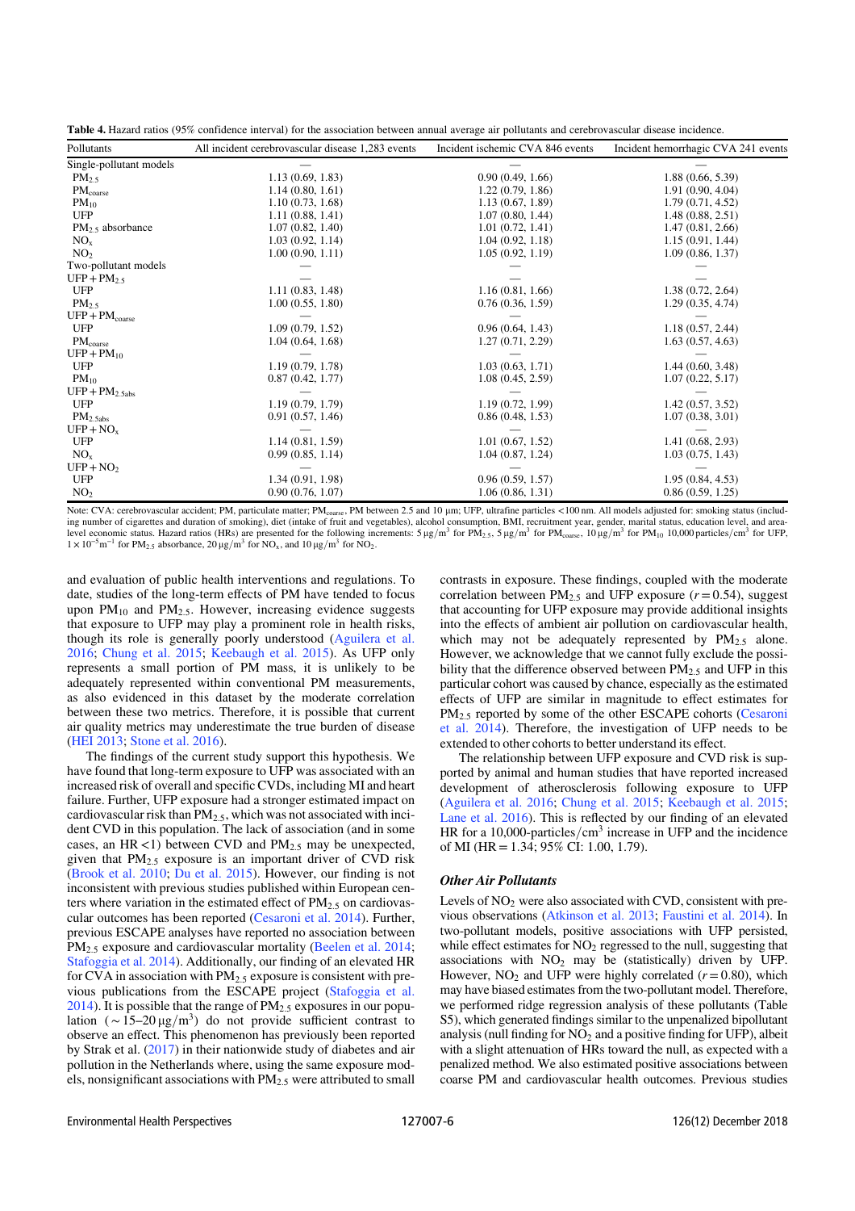**Table 4.** Hazard ratios (95% confidence interval) for the association between annual average air pollutants and cerebrovascular disease incidence.

| Pollutants | All incident cerebrovascular disease 1,283 events | Incident ischemic CVA 846 events | Incident hemorrhagic CVA 241 events |
|---|---|---|---|
| Single-pollutant models | — | — | — |
| $PM_{2.5}$ | 1.13 (0.69, 1.83) | 0.90 (0.49, 1.66) | 1.88 (0.66, 5.39) |
| $PM_{coarse}$ | 1.14 (0.80, 1.61) | 1.22 (0.79, 1.86) | 1.91 (0.90, 4.04) |
| $PM_{10}$ | 1.10 (0.73, 1.68) | 1.13 (0.67, 1.89) | 1.79 (0.71, 4.52) |
| UFP | 1.11 (0.88, 1.41) | 1.07 (0.80, 1.44) | 1.48 (0.88, 2.51) |
| $PM_{2.5}$ absorbance | 1.07 (0.82, 1.40) | 1.01 (0.72, 1.41) | 1.47 (0.81, 2.66) |
| $NO_x$ | 1.03 (0.92, 1.14) | 1.04 (0.92, 1.18) | 1.15 (0.91, 1.44) |
| $NO_2$ | 1.00 (0.90, 1.11) | 1.05 (0.92, 1.19) | 1.09 (0.86, 1.37) |
| Two-pollutant models | — | — | — |
| UFP + $PM_{2.5}$ | — | — | — |
| UFP | 1.11 (0.83, 1.48) | 1.16 (0.81, 1.66) | 1.38 (0.72, 2.64) |
| $PM_{2.5}$ | 1.00 (0.55, 1.80) | 0.76 (0.36, 1.59) | 1.29 (0.35, 4.74) |
| UFP + $PM_{coarse}$ | — | — | — |
| UFP | 1.09 (0.79, 1.52) | 0.96 (0.64, 1.43) | 1.18 (0.57, 2.44) |
| $PM_{coarse}$ | 1.04 (0.64, 1.68) | 1.27 (0.71, 2.29) | 1.63 (0.57, 4.63) |
| UFP + $PM_{10}$ | — | — | — |
| UFP | 1.19 (0.79, 1.78) | 1.03 (0.63, 1.71) | 1.44 (0.60, 3.48) |
| $PM_{10}$ | 0.87 (0.42, 1.77) | 1.08 (0.45, 2.59) | 1.07 (0.22, 5.17) |
| UFP + $PM_{2.5abs}$ | — | — | — |
| UFP | 1.19 (0.79, 1.79) | 1.19 (0.72, 1.99) | 1.42 (0.57, 3.52) |
| $PM_{2.5abs}$ | 0.91 (0.57, 1.46) | 0.86 (0.48, 1.53) | 1.07 (0.38, 3.01) |
| UFP + $NO_x$ | — | — | — |
| UFP | 1.14 (0.81, 1.59) | 1.01 (0.67, 1.52) | 1.41 (0.68, 2.93) |
| $NO_x$ | 0.99 (0.85, 1.14) | 1.04 (0.87, 1.24) | 1.03 (0.75, 1.43) |
| UFP + $NO_2$ | — | — | — |
| UFP | 1.34 (0.91, 1.98) | 0.96 (0.59, 1.57) | 1.95 (0.84, 4.53) |
| $NO_2$ | 0.90 (0.76, 1.07) | 1.06 (0.86, 1.31) | 0.86 (0.59, 1.25) |

Note: CVA: cerebrovascular accident; PM, particulate matter; $PM_{coarse}$, PM between 2.5 and 10 μm; UFP, ultrafine particles <100 nm. All models adjusted for: smoking status (including number of cigarettes and duration of smoking), diet (intake of fruit and vegetables), alcohol consumption, BMI, recruitment year, gender, marital status, education level, and area-level economic status. Hazard ratios (HRs) are presented for the following increments: $5\,\mu g/m^3$ for $PM_{2.5}$, $5\,\mu g/m^3$ for $PM_{coarse}$, $10\,\mu g/m^3$ for $PM_{10}$ 10,000 particles/$cm^3$ for UFP, $1\times10^{-5}m^{-1}$ for $PM_{2.5}$ absorbance, $20\,\mu g/m^3$ for $NO_x$, and $10\,\mu g/m^3$ for $NO_2$.

and evaluation of public health interventions and regulations. To date, studies of the long-term effects of PM have tended to focus upon $PM_{10}$ and $PM_{2.5}$. However, increasing evidence suggests that exposure to UFP may play a prominent role in health risks, though its role is generally poorly understood (Aguilera et al. 2016; Chung et al. 2015; Keebaugh et al. 2015). As UFP only represents a small portion of PM mass, it is unlikely to be adequately represented within conventional PM measurements, as also evidenced in this dataset by the moderate correlation between these two metrics. Therefore, it is possible that current air quality metrics may underestimate the true burden of disease (HEI 2013; Stone et al. 2016).

The findings of the current study support this hypothesis. We have found that long-term exposure to UFP was associated with an increased risk of overall and specific CVDs, including MI and heart failure. Further, UFP exposure had a stronger estimated impact on cardiovascular risk than $PM_{2.5}$, which was not associated with incident CVD in this population. The lack of association (and in some cases, an HR <1) between CVD and $PM_{2.5}$ may be unexpected, given that $PM_{2.5}$ exposure is an important driver of CVD risk (Brook et al. 2010; Du et al. 2015). However, our finding is not inconsistent with previous studies published within European centers where variation in the estimated effect of $PM_{2.5}$ on cardiovascular outcomes has been reported (Cesaroni et al. 2014). Further, previous ESCAPE analyses have reported no association between $PM_{2.5}$ exposure and cardiovascular mortality (Beelen et al. 2014; Stafoggia et al. 2014). Additionally, our finding of an elevated HR for CVA in association with $PM_{2.5}$ exposure is consistent with previous publications from the ESCAPE project (Stafoggia et al. 2014). It is possible that the range of $PM_{2.5}$ exposures in our population ($\sim 15$–$20\,\mu g/m^3$) do not provide sufficient contrast to observe an effect. This phenomenon has previously been reported by Strak et al. (2017) in their nationwide study of diabetes and air pollution in the Netherlands where, using the same exposure models, nonsignificant associations with $PM_{2.5}$ were attributed to small contrasts in exposure. These findings, coupled with the moderate correlation between $PM_{2.5}$ and UFP exposure ($r = 0.54$), suggest that accounting for UFP exposure may provide additional insights into the effects of ambient air pollution on cardiovascular health, which may not be adequately represented by $PM_{2.5}$ alone. However, we acknowledge that we cannot fully exclude the possibility that the difference observed between $PM_{2.5}$ and UFP in this particular cohort was caused by chance, especially as the estimated effects of UFP are similar in magnitude to effect estimates for $PM_{2.5}$ reported by some of the other ESCAPE cohorts (Cesaroni et al. 2014). Therefore, the investigation of UFP needs to be extended to other cohorts to better understand its effect.

The relationship between UFP exposure and CVD risk is supported by animal and human studies that have reported increased development of atherosclerosis following exposure to UFP (Aguilera et al. 2016; Chung et al. 2015; Keebaugh et al. 2015; Lane et al. 2016). This is reflected by our finding of an elevated HR for a 10,000-particles/$cm^3$ increase in UFP and the incidence of MI (HR = 1.34; 95% CI: 1.00, 1.79).

### *Other Air Pollutants*

Levels of $NO_2$ were also associated with CVD, consistent with previous observations (Atkinson et al. 2013; Faustini et al. 2014). In two-pollutant models, positive associations with UFP persisted, while effect estimates for $NO_2$ regressed to the null, suggesting that associations with $NO_2$ may be (statistically) driven by UFP. However, $NO_2$ and UFP were highly correlated ($r = 0.80$), which may have biased estimates from the two-pollutant model. Therefore, we performed ridge regression analysis of these pollutants (Table S5), which generated findings similar to the unpenalized bipollutant analysis (null finding for $NO_2$ and a positive finding for UFP), albeit with a slight attenuation of HRs toward the null, as expected with a penalized method. We also estimated positive associations between coarse PM and cardiovascular health outcomes. Previous studies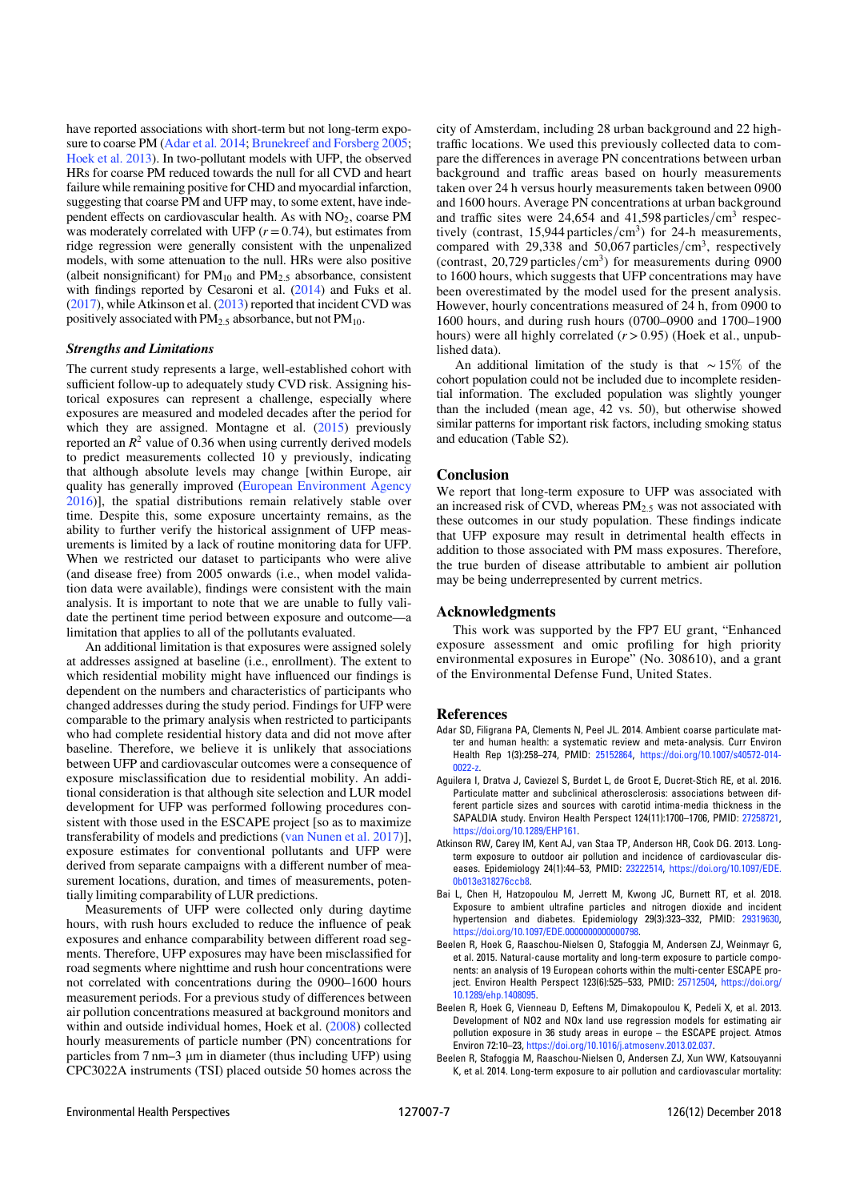have reported associations with short-term but not long-term exposure to coarse PM (Adar et al. 2014; Brunekreef and Forsberg 2005; Hoek et al. 2013). In two-pollutant models with UFP, the observed HRs for coarse PM reduced towards the null for all CVD and heart failure while remaining positive for CHD and myocardial infarction, suggesting that coarse PM and UFP may, to some extent, have independent effects on cardiovascular health. As with $NO_2$, coarse PM was moderately correlated with UFP ($r = 0.74$), but estimates from ridge regression were generally consistent with the unpenalized models, with some attenuation to the null. HRs were also positive (albeit nonsignificant) for $PM_{10}$ and $PM_{2.5}$ absorbance, consistent with findings reported by Cesaroni et al. (2014) and Fuks et al. (2017), while Atkinson et al. (2013) reported that incident CVD was positively associated with $PM_{2.5}$ absorbance, but not $PM_{10}$.

### Strengths and Limitations

The current study represents a large, well-established cohort with sufficient follow-up to adequately study CVD risk. Assigning historical exposures can represent a challenge, especially where exposures are measured and modeled decades after the period for which they are assigned. Montagne et al. (2015) previously reported an $R^2$ value of 0.36 when using currently derived models to predict measurements collected 10 y previously, indicating that although absolute levels may change [within Europe, air quality has generally improved (European Environment Agency 2016)], the spatial distributions remain relatively stable over time. Despite this, some exposure uncertainty remains, as the ability to further verify the historical assignment of UFP measurements is limited by a lack of routine monitoring data for UFP. When we restricted our dataset to participants who were alive (and disease free) from 2005 onwards (i.e., when model validation data were available), findings were consistent with the main analysis. It is important to note that we are unable to fully validate the pertinent time period between exposure and outcome—a limitation that applies to all of the pollutants evaluated.

An additional limitation is that exposures were assigned solely at addresses assigned at baseline (i.e., enrollment). The extent to which residential mobility might have influenced our findings is dependent on the numbers and characteristics of participants who changed addresses during the study period. Findings for UFP were comparable to the primary analysis when restricted to participants who had complete residential history data and did not move after baseline. Therefore, we believe it is unlikely that associations between UFP and cardiovascular outcomes were a consequence of exposure misclassification due to residential mobility. An additional consideration is that although site selection and LUR model development for UFP was performed following procedures consistent with those used in the ESCAPE project [so as to maximize transferability of models and predictions (van Nunen et al. 2017)], exposure estimates for conventional pollutants and UFP were derived from separate campaigns with a different number of measurement locations, duration, and times of measurements, potentially limiting comparability of LUR predictions.

Measurements of UFP were collected only during daytime hours, with rush hours excluded to reduce the influence of peak exposures and enhance comparability between different road segments. Therefore, UFP exposures may have been misclassified for road segments where nighttime and rush hour concentrations were not correlated with concentrations during the 0900–1600 hours measurement periods. For a previous study of differences between air pollution concentrations measured at background monitors and within and outside individual homes, Hoek et al. (2008) collected hourly measurements of particle number (PN) concentrations for particles from 7 nm–3 μm in diameter (thus including UFP) using CPC3022A instruments (TSI) placed outside 50 homes across the city of Amsterdam, including 28 urban background and 22 high-traffic locations. We used this previously collected data to compare the differences in average PN concentrations between urban background and traffic areas based on hourly measurements taken over 24 h versus hourly measurements taken between 0900 and 1600 hours. Average PN concentrations at urban background and traffic sites were 24,654 and 41,598 $particles/cm^3$ respectively (contrast, 15,944 $particles/cm^3$) for 24-h measurements, compared with 29,338 and 50,067 $particles/cm^3$, respectively (contrast, 20,729 $particles/cm^3$) for measurements during 0900 to 1600 hours, which suggests that UFP concentrations may have been overestimated by the model used for the present analysis. However, hourly concentrations measured of 24 h, from 0900 to 1600 hours, and during rush hours (0700–0900 and 1700–1900 hours) were all highly correlated ($r > 0.95$) (Hoek et al., unpublished data).

An additional limitation of the study is that $\sim 15\%$ of the cohort population could not be included due to incomplete residential information. The excluded population was slightly younger than the included (mean age, 42 vs. 50), but otherwise showed similar patterns for important risk factors, including smoking status and education (Table S2).

## Conclusion

We report that long-term exposure to UFP was associated with an increased risk of CVD, whereas $PM_{2.5}$ was not associated with these outcomes in our study population. These findings indicate that UFP exposure may result in detrimental health effects in addition to those associated with PM mass exposures. Therefore, the true burden of disease attributable to ambient air pollution may be being underrepresented by current metrics.

## Acknowledgments

This work was supported by the FP7 EU grant, "Enhanced exposure assessment and omic profiling for high priority environmental exposures in Europe" (No. 308610), and a grant of the Environmental Defense Fund, United States.

## References

Adar SD, Filigrana PA, Clements N, Peel JL. 2014. Ambient coarse particulate matter and human health: a systematic review and meta-analysis. Curr Environ Health Rep 1(3):258–274, PMID: 25152864, https://doi.org/10.1007/s40572-014-0022-z.

Aguilera I, Dratva J, Caviezel S, Burdet L, de Groot E, Ducret-Stich RE, et al. 2016. Particulate matter and subclinical atherosclerosis: associations between different particle sizes and sources with carotid intima-media thickness in the SAPALDIA study. Environ Health Perspect 124(11):1700–1706, PMID: 27258721, https://doi.org/10.1289/EHP161.

Atkinson RW, Carey IM, Kent AJ, van Staa TP, Anderson HR, Cook DG. 2013. Long-term exposure to outdoor air pollution and incidence of cardiovascular diseases. Epidemiology 24(1):44–53, PMID: 23222514, https://doi.org/10.1097/EDE.0b013e318276ccb8.

Bai L, Chen H, Hatzopoulou M, Jerrett M, Kwong JC, Burnett RT, et al. 2018. Exposure to ambient ultrafine particles and nitrogen dioxide and incident hypertension and diabetes. Epidemiology 29(3):323–332, PMID: 29319630, https://doi.org/10.1097/EDE.0000000000000798.

Beelen R, Hoek G, Raaschou-Nielsen O, Stafoggia M, Andersen ZJ, Weinmayr G, et al. 2015. Natural-cause mortality and long-term exposure to particle components: an analysis of 19 European cohorts within the multi-center ESCAPE project. Environ Health Perspect 123(6):525–533, PMID: 25712504, https://doi.org/10.1289/ehp.1408095.

Beelen R, Hoek G, Vienneau D, Eeftens M, Dimakopoulou K, Pedeli X, et al. 2013. Development of NO2 and NOx land use regression models for estimating air pollution exposure in 36 study areas in europe – the ESCAPE project. Atmos Environ 72:10–23, https://doi.org/10.1016/j.atmosenv.2013.02.037.

Beelen R, Stafoggia M, Raaschou-Nielsen O, Andersen ZJ, Xun WW, Katsouyanni K, et al. 2014. Long-term exposure to air pollution and cardiovascular mortality: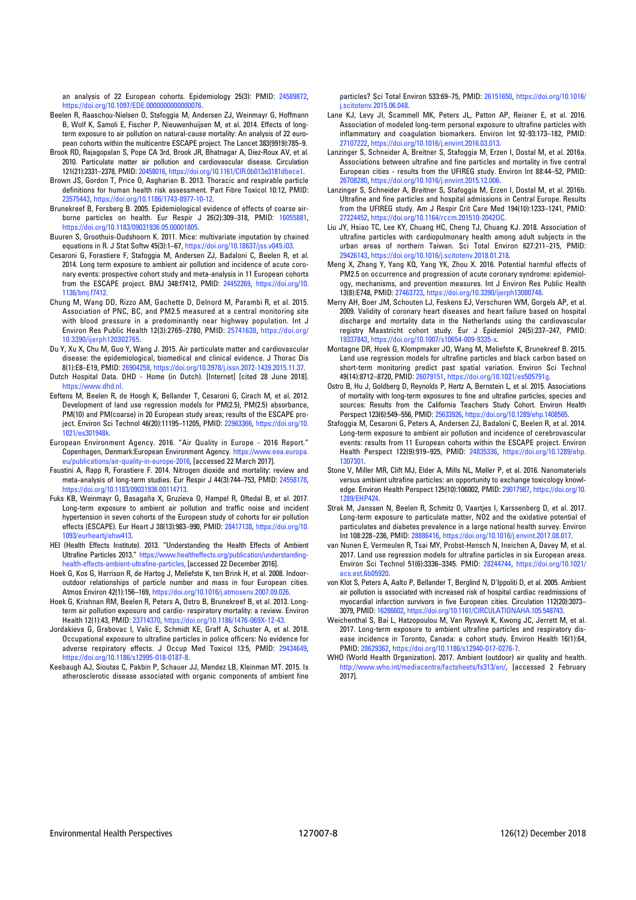an analysis of 22 European cohorts. Epidemiology 25(3): PMID: 24589872, https://doi.org/10.1097/EDE.0000000000000076.

Beelen R, Raaschou-Nielsen O, Stafoggia M, Andersen ZJ, Weinmayr G, Hoffmann B, Wolf K, Samoli E, Fischer P, Nieuwenhuijsen M, et al. 2014. Effects of long-term exposure to air pollution on natural-cause mortality: An analysis of 22 European cohorts within the multicentre ESCAPE project. The Lancet 383(9919):785–9.

Brook RD, Rajagopalan S, Pope CA 3rd, Brook JR, Bhatnagar A, Diez-Roux AV, et al. 2010. Particulate matter air pollution and cardiovascular disease. Circulation 121(21):2331–2378, PMID: 20458016, https://doi.org/10.1161/CIR.0b013e3181dbece1.

Brown JS, Gordon T, Price O, Asgharian B. 2013. Thoracic and respirable particle definitions for human health risk assessment. Part Fibre Toxicol 10:12, PMID: 23575443, https://doi.org/10.1186/1743-8977-10-12.

Brunekreef B, Forsberg B. 2005. Epidemiological evidence of effects of coarse airborne particles on health. Eur Respir J 26(2):309–318, PMID: 16055881, https://doi.org/10.1183/09031936.05.00001805.

Buuren S, Groothuis-Oudshoorn K. 2011. Mice: multivariate imputation by chained equations in R. J Stat Softw 45(3):1–67, https://doi.org/10.18637/jss.v045.i03.

Cesaroni G, Forastiere F, Stafoggia M, Andersen ZJ, Badaloni C, Beelen R, et al. 2014. Long term exposure to ambient air pollution and incidence of acute coronary events: prospective cohort study and meta-analysis in 11 European cohorts from the ESCAPE project. BMJ 348:f7412, PMID: 24452269, https://doi.org/10.1136/bmj.f7412.

Chung M, Wang DD, Rizzo AM, Gachette D, Delnord M, Parambi R, et al. 2015. Association of PNC, BC, and PM2.5 measured at a central monitoring site with blood pressure in a predominantly near highway population. Int J Environ Res Public Health 12(3):2765–2780, PMID: 25741638, https://doi.org/10.3390/ijerph120302765.

Du Y, Xu X, Chu M, Guo Y, Wang J. 2015. Air particulate matter and cardiovascular disease: the epidemiological, biomedical and clinical evidence. J Thorac Dis 8(1):E8–E19, PMID: 26904258, https://doi.org/10.3978/j.issn.2072-1439.2015.11.37.

Dutch Hospital Data. DHD - Home (in Dutch). [Internet] [cited 28 June 2018]. https://www.dhd.nl.

Eeftens M, Beelen R, de Hoogh K, Bellander T, Cesaroni G, Cirach M, et al. 2012. Development of land use regression models for PM(2.5), PM(2.5) absorbance, PM(10) and PM(coarse) in 20 European study areas; results of the ESCAPE project. Environ Sci Technol 46(20):11195–11205, PMID: 22963366, https://doi.org/10.1021/es301948k.

European Environment Agency. 2016. "Air Quality in Europe - 2016 Report." Copenhagen, Denmark:European Environment Agency. https://www.eea.europa.eu/publications/air-quality-in-europe-2016, [accessed 22 March 2017].

Faustini A, Rapp R, Forastiere F. 2014. Nitrogen dioxide and mortality: review and meta-analysis of long-term studies. Eur Respir J 44(3):744–753, PMID: 24558178, https://doi.org/10.1183/09031936.00114713.

Fuks KB, Weinmayr G, Basagaña X, Gruzieva O, Hampel R, Oftedal B, et al. 2017. Long-term exposure to ambient air pollution and traffic noise and incident hypertension in seven cohorts of the European study of cohorts for air pollution effects (ESCAPE). Eur Heart J 38(13):983–990, PMID: 28417138, https://doi.org/10.1093/eurheartj/ehw413.

HEI (Health Effects Institute). 2013. "Understanding the Health Effects of Ambient Ultrafine Particles 2013." https://www.healtheffects.org/publication/understanding-health-effects-ambient-ultrafine-particles, [accessed 22 December 2016].

Hoek G, Kos G, Harrison R, de Hartog J, Meliefste K, ten Brink H, et al. 2008. Indoor-outdoor relationships of particle number and mass in four European cities. Atmos Environ 42(1):156–169, https://doi.org/10.1016/j.atmosenv.2007.09.026.

Hoek G, Krishnan RM, Beelen R, Peters A, Ostro B, Brunekreef B, et al. 2013. Long-term air pollution exposure and cardio- respiratory mortality: a review. Environ Health 12(1):43, PMID: 23714370, https://doi.org/10.1186/1476-069X-12-43.

Jordakieva G, Grabovac I, Valic E, Schmidt KE, Graff A, Schuster A, et al. 2018. Occupational exposure to ultrafine particles in police officers: No evidence for adverse respiratory effects. J Occup Med Toxicol 13:5, PMID: 29434649, https://doi.org/10.1186/s12995-018-0187-8.

Keebaugh AJ, Sioutas C, Pakbin P, Schauer JJ, Mendez LB, Kleinman MT. 2015. Is atherosclerotic disease associated with organic components of ambient fine particles? Sci Total Environ 533:69–75, PMID: 26151650, https://doi.org/10.1016/j.scitotenv.2015.06.048.

Lane KJ, Levy JI, Scammell MK, Peters JL, Patton AP, Reisner E, et al. 2016. Association of modeled long-term personal exposure to ultrafine particles with inflammatory and coagulation biomarkers. Environ Int 92-93:173–182, PMID: 27107222, https://doi.org/10.1016/j.envint.2016.03.013.

Lanzinger S, Schneider A, Breitner S, Stafoggia M, Erzen I, Dostal M, et al. 2016a. Associations between ultrafine and fine particles and mortality in five central European cities - results from the UFIREG study. Environ Int 88:44–52, PMID: 26708280, https://doi.org/10.1016/j.envint.2015.12.006.

Lanzinger S, Schneider A, Breitner S, Stafoggia M, Erzen I, Dostal M, et al. 2016b. Ultrafine and fine particles and hospital admissions in Central Europe. Results from the UFIREG study. Am J Respir Crit Care Med 194(10):1233–1241, PMID: 27224452, https://doi.org/10.1164/rccm.201510-2042OC.

Liu JY, Hsiao TC, Lee KY, Chuang HC, Cheng TJ, Chuang KJ. 2018. Association of ultrafine particles with cardiopulmonary health among adult subjects in the urban areas of northern Taiwan. Sci Total Environ 627:211–215, PMID: 29426143, https://doi.org/10.1016/j.scitotenv.2018.01.218.

Meng X, Zhang Y, Yang KQ, Yang YK, Zhou X. 2016. Potential harmful effects of PM2.5 on occurrence and progression of acute coronary syndrome: epidemiology, mechanisms, and prevention measures. Int J Environ Res Public Health 13(8):E748, PMID: 27463723, https://doi.org/10.3390/ijerph13080748.

Merry AH, Boer JM, Schouten LJ, Feskens EJ, Verschuren WM, Gorgels AP, et al. 2009. Validity of coronary heart diseases and heart failure based on hospital discharge and mortality data in the Netherlands using the cardiovascular registry Maastricht cohort study. Eur J Epidemiol 24(5):237–247, PMID: 19337843, https://doi.org/10.1007/s10654-009-9335-x.

Montagne DR, Hoek G, Klompmaker JO, Wang M, Meliefste K, Brunekreef B. 2015. Land use regression models for ultrafine particles and black carbon based on short-term monitoring predict past spatial variation. Environ Sci Technol 49(14):8712–8720, PMID: 26079151, https://doi.org/10.1021/es505791g.

Ostro B, Hu J, Goldberg D, Reynolds P, Hertz A, Bernstein L, et al. 2015. Associations of mortality with long-term exposures to fine and ultrafine particles, species and sources: Results from the California Teachers Study Cohort. Environ Health Perspect 123(6):549–556, PMID: 25633926, https://doi.org/10.1289/ehp.1408565.

Stafoggia M, Cesaroni G, Peters A, Andersen ZJ, Badaloni C, Beelen R, et al. 2014. Long-term exposure to ambient air pollution and incidence of cerebrovascular events: results from 11 European cohorts within the ESCAPE project. Environ Health Perspect 122(9):919–925, PMID: 24835336, https://doi.org/10.1289/ehp.1307301.

Stone V, Miller MR, Clift MJ, Elder A, Mills NL, Møller P, et al. 2016. Nanomaterials versus ambient ultrafine particles: an opportunity to exchange toxicology knowledge. Environ Health Perspect 125(10):106002, PMID: 29017987, https://doi.org/10.1289/EHP424.

Strak M, Janssen N, Beelen R, Schmitz O, Vaartjes I, Karssenberg D, et al. 2017. Long-term exposure to particulate matter, NO2 and the oxidative potential of particulates and diabetes prevalence in a large national health survey. Environ Int 108:228–236, PMID: 28886416, https://doi.org/10.1016/j.envint.2017.08.017.

van Nunen E, Vermeulen R, Tsai MY, Probst-Hensch N, Ineichen A, Davey M, et al. 2017. Land use regression models for ultrafine particles in six European areas. Environ Sci Technol 51(6):3336–3345. PMID: 28244744, https://doi.org/10.1021/acs.est.6b05920.

von Klot S, Peters A, Aalto P, Bellander T, Berglind N, D'Ippoliti D, et al. 2005. Ambient air pollution is associated with increased risk of hospital cardiac readmissions of myocardial infarction survivors in five European cities. Circulation 112(20):3073–3079, PMID: 16286602, https://doi.org/10.1161/CIRCULATIONAHA.105.548743.

Weichenthal S, Bai L, Hatzopoulou M, Van Ryswyk K, Kwong JC, Jerrett M, et al. 2017. Long-term exposure to ambient ultrafine particles and respiratory disease incidence in Toronto, Canada: a cohort study. Environ Health 16(1):64, PMID: 28629362, https://doi.org/10.1186/s12940-017-0276-7.

WHO (World Health Organization). 2017. Ambient (outdoor) air quality and health. http://www.who.int/mediacentre/factsheets/fs313/en/, [accessed 2 February 2017].